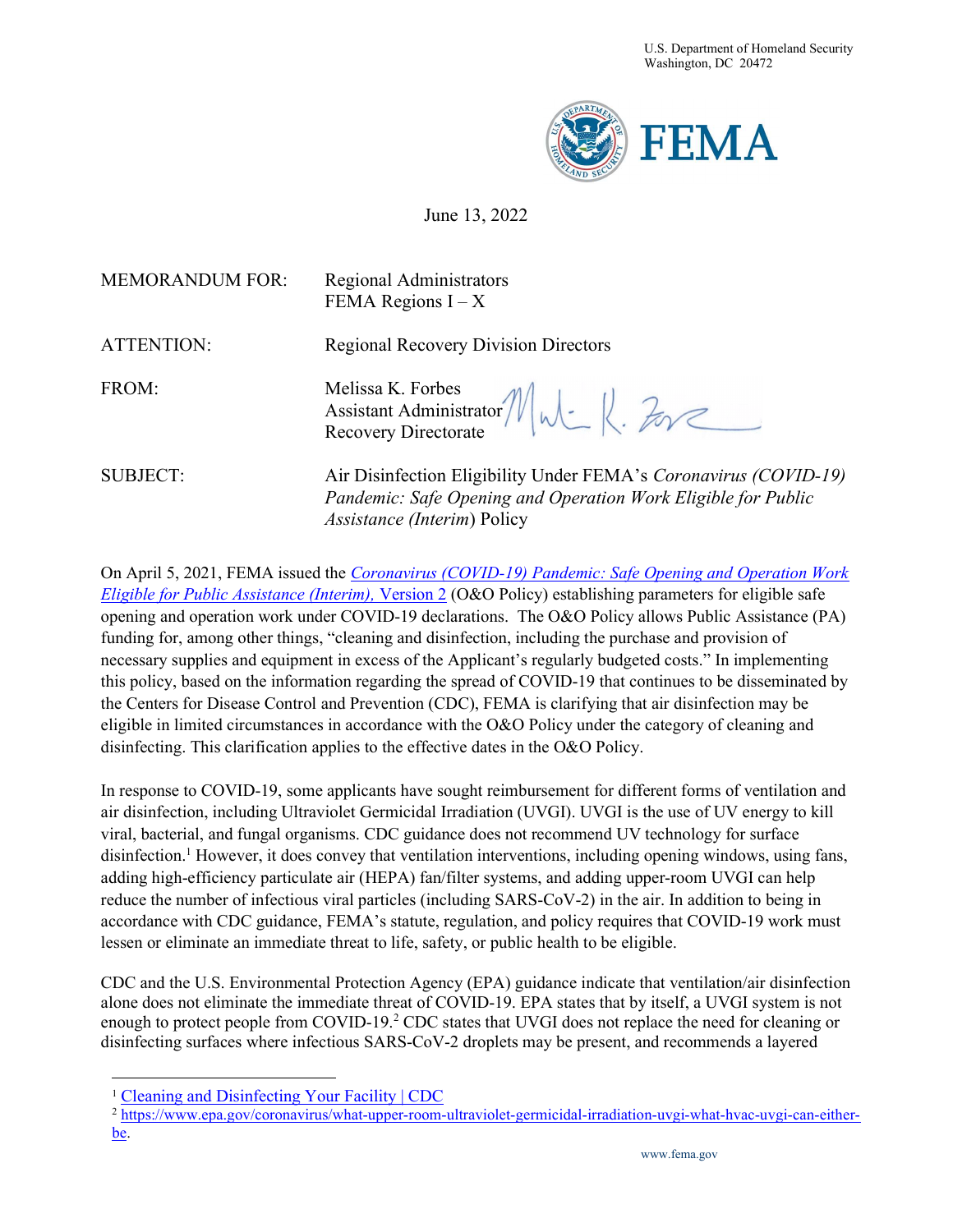U.S. Department of Homeland Security
Washington, DC 20472

FEMA

June 13, 2022

| | |
|---|---|
| MEMORANDUM FOR: | Regional Administrators<br>FEMA Regions I – X |
| ATTENTION: | Regional Recovery Division Directors |
| FROM: | Melissa K. Forbes<br>Assistant Administrator<br>Recovery Directorate |
| SUBJECT: | Air Disinfection Eligibility Under FEMA's *Coronavirus (COVID-19) Pandemic: Safe Opening and Operation Work Eligible for Public Assistance (Interim)* Policy |

On April 5, 2021, FEMA issued the *Coronavirus (COVID-19) Pandemic: Safe Opening and Operation Work Eligible for Public Assistance (Interim),* Version 2 (O&O Policy) establishing parameters for eligible safe opening and operation work under COVID-19 declarations. The O&O Policy allows Public Assistance (PA) funding for, among other things, "cleaning and disinfection, including the purchase and provision of necessary supplies and equipment in excess of the Applicant's regularly budgeted costs." In implementing this policy, based on the information regarding the spread of COVID-19 that continues to be disseminated by the Centers for Disease Control and Prevention (CDC), FEMA is clarifying that air disinfection may be eligible in limited circumstances in accordance with the O&O Policy under the category of cleaning and disinfecting. This clarification applies to the effective dates in the O&O Policy.

In response to COVID-19, some applicants have sought reimbursement for different forms of ventilation and air disinfection, including Ultraviolet Germicidal Irradiation (UVGI). UVGI is the use of UV energy to kill viral, bacterial, and fungal organisms. CDC guidance does not recommend UV technology for surface disinfection.[1] However, it does convey that ventilation interventions, including opening windows, using fans, adding high-efficiency particulate air (HEPA) fan/filter systems, and adding upper-room UVGI can help reduce the number of infectious viral particles (including SARS-CoV-2) in the air. In addition to being in accordance with CDC guidance, FEMA's statute, regulation, and policy requires that COVID-19 work must lessen or eliminate an immediate threat to life, safety, or public health to be eligible.

CDC and the U.S. Environmental Protection Agency (EPA) guidance indicate that ventilation/air disinfection alone does not eliminate the immediate threat of COVID-19. EPA states that by itself, a UVGI system is not enough to protect people from COVID-19.[2] CDC states that UVGI does not replace the need for cleaning or disinfecting surfaces where infectious SARS-CoV-2 droplets may be present, and recommends a layered

---

[1] Cleaning and Disinfecting Your Facility | CDC

[2] https://www.epa.gov/coronavirus/what-upper-room-ultraviolet-germicidal-irradiation-uvgi-what-hvac-uvgi-can-either-be.

www.fema.gov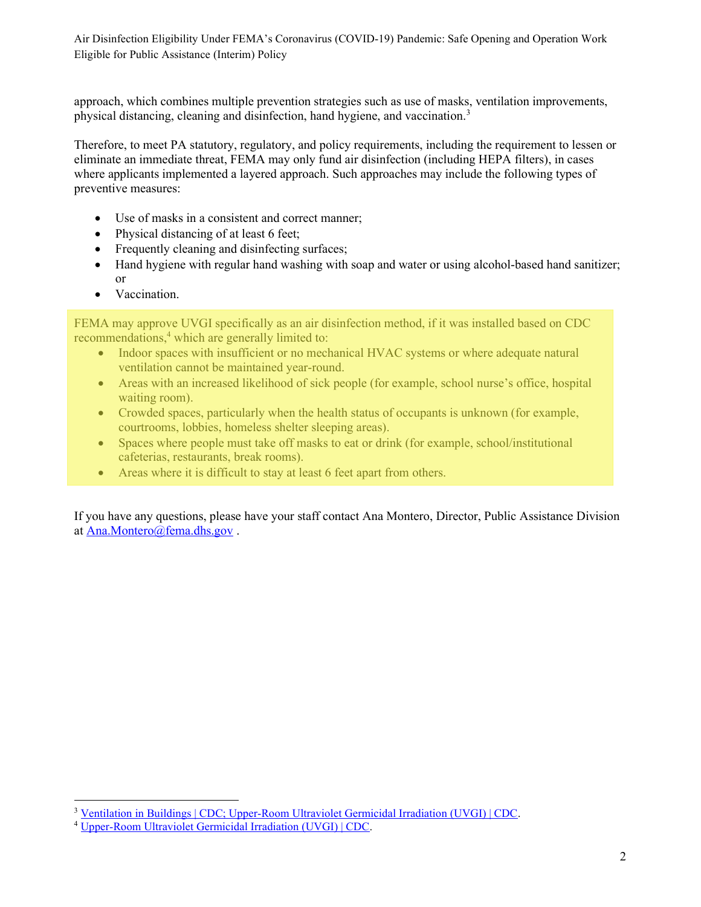approach, which combines multiple prevention strategies such as use of masks, ventilation improvements, physical distancing, cleaning and disinfection, hand hygiene, and vaccination.[3]

Therefore, to meet PA statutory, regulatory, and policy requirements, including the requirement to lessen or eliminate an immediate threat, FEMA may only fund air disinfection (including HEPA filters), in cases where applicants implemented a layered approach. Such approaches may include the following types of preventive measures:

- Use of masks in a consistent and correct manner;
- Physical distancing of at least 6 feet;
- Frequently cleaning and disinfecting surfaces;
- Hand hygiene with regular hand washing with soap and water or using alcohol-based hand sanitizer; or
- Vaccination.

FEMA may approve UVGI specifically as an air disinfection method, if it was installed based on CDC recommendations,[4] which are generally limited to:

- Indoor spaces with insufficient or no mechanical HVAC systems or where adequate natural ventilation cannot be maintained year-round.
- Areas with an increased likelihood of sick people (for example, school nurse's office, hospital waiting room).
- Crowded spaces, particularly when the health status of occupants is unknown (for example, courtrooms, lobbies, homeless shelter sleeping areas).
- Spaces where people must take off masks to eat or drink (for example, school/institutional cafeterias, restaurants, break rooms).
- Areas where it is difficult to stay at least 6 feet apart from others.

If you have any questions, please have your staff contact Ana Montero, Director, Public Assistance Division at Ana.Montero@fema.dhs.gov .

---

[3] Ventilation in Buildings | CDC; Upper-Room Ultraviolet Germicidal Irradiation (UVGI) | CDC.

[4] Upper-Room Ultraviolet Germicidal Irradiation (UVGI) | CDC.